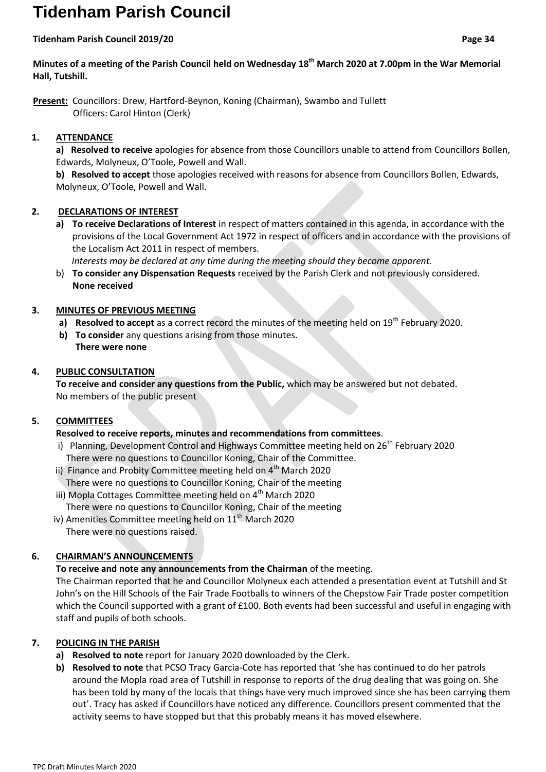# Tidenham Parish Council

**Minutes of a meeting of the Parish Council held on Wednesday 18th March 2020 at 7.00pm in the War Memorial Hall, Tutshill.**

**Present:** Councillors: Drew, Hartford-Beynon, Koning (Chairman), Swambo and Tullett
Officers: Carol Hinton (Clerk)

**1. ATTENDANCE**

**a) Resolved to receive** apologies for absence from those Councillors unable to attend from Councillors Bollen, Edwards, Molyneux, O'Toole, Powell and Wall.

**b) Resolved to accept** those apologies received with reasons for absence from Councillors Bollen, Edwards, Molyneux, O'Toole, Powell and Wall.

**2. DECLARATIONS OF INTEREST**

a) **To receive Declarations of Interest** in respect of matters contained in this agenda, in accordance with the provisions of the Local Government Act 1972 in respect of officers and in accordance with the provisions of the Localism Act 2011 in respect of members.
*Interests may be declared at any time during the meeting should they become apparent.*

b) **To consider any Dispensation Requests** received by the Parish Clerk and not previously considered.
**None received**

**3. MINUTES OF PREVIOUS MEETING**

a) **Resolved to accept** as a correct record the minutes of the meeting held on 19th February 2020.

b) **To consider** any questions arising from those minutes.
**There were none**

**4. PUBLIC CONSULTATION**

**To receive and consider any questions from the Public,** which may be answered but not debated.
No members of the public present

**5. COMMITTEES**

**Resolved to receive reports, minutes and recommendations from committees**.

i) Planning, Development Control and Highways Committee meeting held on 26th February 2020
There were no questions to Councillor Koning, Chair of the Committee.

ii) Finance and Probity Committee meeting held on 4th March 2020
There were no questions to Councillor Koning, Chair of the meeting

iii) Mopla Cottages Committee meeting held on 4th March 2020
There were no questions to Councillor Koning, Chair of the meeting

iv) Amenities Committee meeting held on 11th March 2020
There were no questions raised.

**6. CHAIRMAN'S ANNOUNCEMENTS**

**To receive and note any announcements from the Chairman** of the meeting.
The Chairman reported that he and Councillor Molyneux each attended a presentation event at Tutshill and St John's on the Hill Schools of the Fair Trade Footballs to winners of the Chepstow Fair Trade poster competition which the Council supported with a grant of £100. Both events had been successful and useful in engaging with staff and pupils of both schools.

**7. POLICING IN THE PARISH**

a) **Resolved to note** report for January 2020 downloaded by the Clerk.

b) **Resolved to note** that PCSO Tracy Garcia-Cote has reported that 'she has continued to do her patrols around the Mopla road area of Tutshill in response to reports of the drug dealing that was going on. She has been told by many of the locals that things have very much improved since she has been carrying them out'. Tracy has asked if Councillors have noticed any difference. Councillors present commented that the activity seems to have stopped but that this probably means it has moved elsewhere.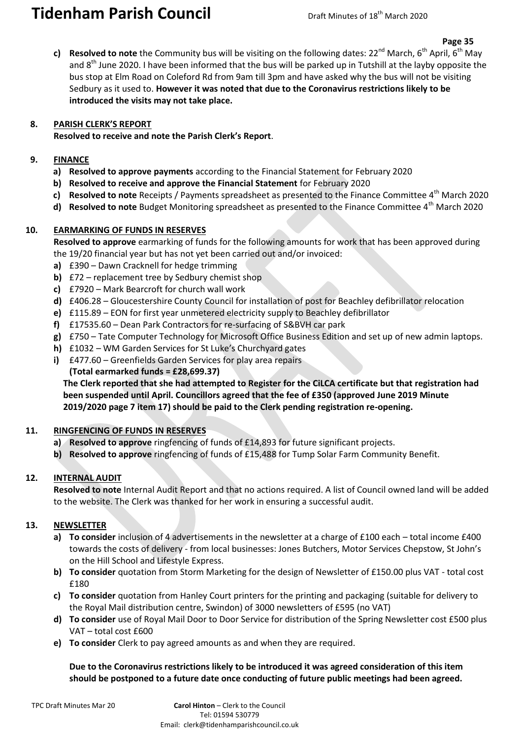c) **Resolved to note** the Community bus will be visiting on the following dates: 22nd March, 6th April, 6th May and 8th June 2020. I have been informed that the bus will be parked up in Tutshill at the layby opposite the bus stop at Elm Road on Coleford Rd from 9am till 3pm and have asked why the bus will not be visiting Sedbury as it used to. **However it was noted that due to the Coronavirus restrictions likely to be introduced the visits may not take place.**

**8. PARISH CLERK'S REPORT**

**Resolved to receive and note the Parish Clerk's Report**.

**9. FINANCE**

a) **Resolved to approve payments** according to the Financial Statement for February 2020
b) **Resolved to receive and approve the Financial Statement** for February 2020
c) **Resolved to note** Receipts / Payments spreadsheet as presented to the Finance Committee 4th March 2020
d) **Resolved to note** Budget Monitoring spreadsheet as presented to the Finance Committee 4th March 2020

**10. EARMARKING OF FUNDS IN RESERVES**

**Resolved to approve** earmarking of funds for the following amounts for work that has been approved during the 19/20 financial year but has not yet been carried out and/or invoiced:

a) £390 – Dawn Cracknell for hedge trimming
b) £72 – replacement tree by Sedbury chemist shop
c) £7920 – Mark Bearcroft for church wall work
d) £406.28 – Gloucestershire County Council for installation of post for Beachley defibrillator relocation
e) £115.89 – EON for first year unmetered electricity supply to Beachley defibrillator
f) £17535.60 – Dean Park Contractors for re-surfacing of S&BVH car park
g) £750 – Tate Computer Technology for Microsoft Office Business Edition and set up of new admin laptops.
h) £1032 – WM Garden Services for St Luke's Churchyard gates
i) £477.60 – Greenfields Garden Services for play area repairs
**(Total earmarked funds = £28,699.37)**

**The Clerk reported that she had attempted to Register for the CiLCA certificate but that registration had been suspended until April. Councillors agreed that the fee of £350 (approved June 2019 Minute 2019/2020 page 7 item 17) should be paid to the Clerk pending registration re-opening.**

**11. RINGFENCING OF FUNDS IN RESERVES**

a) **Resolved to approve** ringfencing of funds of £14,893 for future significant projects.
b) **Resolved to approve** ringfencing of funds of £15,488 for Tump Solar Farm Community Benefit.

**12. INTERNAL AUDIT**

**Resolved to note** Internal Audit Report and that no actions required. A list of Council owned land will be added to the website. The Clerk was thanked for her work in ensuring a successful audit.

**13. NEWSLETTER**

a) **To consider** inclusion of 4 advertisements in the newsletter at a charge of £100 each – total income £400 towards the costs of delivery - from local businesses: Jones Butchers, Motor Services Chepstow, St John's on the Hill School and Lifestyle Express.
b) **To consider** quotation from Storm Marketing for the design of Newsletter of £150.00 plus VAT - total cost £180
c) **To consider** quotation from Hanley Court printers for the printing and packaging (suitable for delivery to the Royal Mail distribution centre, Swindon) of 3000 newsletters of £595 (no VAT)
d) **To consider** use of Royal Mail Door to Door Service for distribution of the Spring Newsletter cost £500 plus VAT – total cost £600
e) **To consider** Clerk to pay agreed amounts as and when they are required.

**Due to the Coronavirus restrictions likely to be introduced it was agreed consideration of this item should be postponed to a future date once conducting of future public meetings had been agreed.**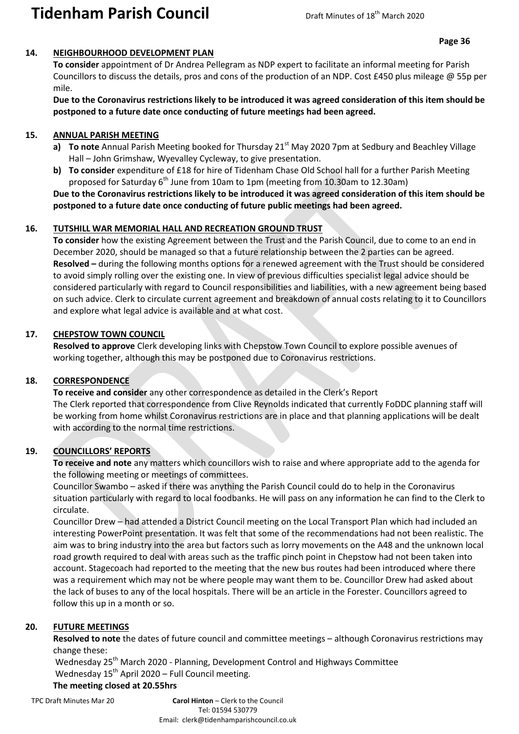**14. NEIGHBOURHOOD DEVELOPMENT PLAN**

**To consider** appointment of Dr Andrea Pellegram as NDP expert to facilitate an informal meeting for Parish Councillors to discuss the details, pros and cons of the production of an NDP. Cost £450 plus mileage @ 55p per mile.

**Due to the Coronavirus restrictions likely to be introduced it was agreed consideration of this item should be postponed to a future date once conducting of future meetings had been agreed.**

**15. ANNUAL PARISH MEETING**

a) **To note** Annual Parish Meeting booked for Thursday 21st May 2020 7pm at Sedbury and Beachley Village Hall – John Grimshaw, Wyevalley Cycleway, to give presentation.

b) **To consider** expenditure of £18 for hire of Tidenham Chase Old School hall for a further Parish Meeting proposed for Saturday 6th June from 10am to 1pm (meeting from 10.30am to 12.30am)

**Due to the Coronavirus restrictions likely to be introduced it was agreed consideration of this item should be postponed to a future date once conducting of future public meetings had been agreed.**

**16. TUTSHILL WAR MEMORIAL HALL AND RECREATION GROUND TRUST**

**To consider** how the existing Agreement between the Trust and the Parish Council, due to come to an end in December 2020, should be managed so that a future relationship between the 2 parties can be agreed.

**Resolved –** during the following months options for a renewed agreement with the Trust should be considered to avoid simply rolling over the existing one. In view of previous difficulties specialist legal advice should be considered particularly with regard to Council responsibilities and liabilities, with a new agreement being based on such advice. Clerk to circulate current agreement and breakdown of annual costs relating to it to Councillors and explore what legal advice is available and at what cost.

**17. CHEPSTOW TOWN COUNCIL**

**Resolved to approve** Clerk developing links with Chepstow Town Council to explore possible avenues of working together, although this may be postponed due to Coronavirus restrictions.

**18. CORRESPONDENCE**

**To receive and consider** any other correspondence as detailed in the Clerk's Report

The Clerk reported that correspondence from Clive Reynolds indicated that currently FoDDC planning staff will be working from home whilst Coronavirus restrictions are in place and that planning applications will be dealt with according to the normal time restrictions.

**19. COUNCILLORS' REPORTS**

**To receive and note** any matters which councillors wish to raise and where appropriate add to the agenda for the following meeting or meetings of committees.

Councillor Swambo – asked if there was anything the Parish Council could do to help in the Coronavirus situation particularly with regard to local foodbanks. He will pass on any information he can find to the Clerk to circulate.

Councillor Drew – had attended a District Council meeting on the Local Transport Plan which had included an interesting PowerPoint presentation. It was felt that some of the recommendations had not been realistic. The aim was to bring industry into the area but factors such as lorry movements on the A48 and the unknown local road growth required to deal with areas such as the traffic pinch point in Chepstow had not been taken into account. Stagecoach had reported to the meeting that the new bus routes had been introduced where there was a requirement which may not be where people may want them to be. Councillor Drew had asked about the lack of buses to any of the local hospitals. There will be an article in the Forester. Councillors agreed to follow this up in a month or so.

**20. FUTURE MEETINGS**

**Resolved to note** the dates of future council and committee meetings – although Coronavirus restrictions may change these:

Wednesday 25th March 2020 - Planning, Development Control and Highways Committee

Wednesday 15th April 2020 – Full Council meeting.

**The meeting closed at 20.55hrs**

**Carol Hinton** – Clerk to the Council
Tel: 01594 530779
Email: clerk@tidenhamparishcouncil.co.uk